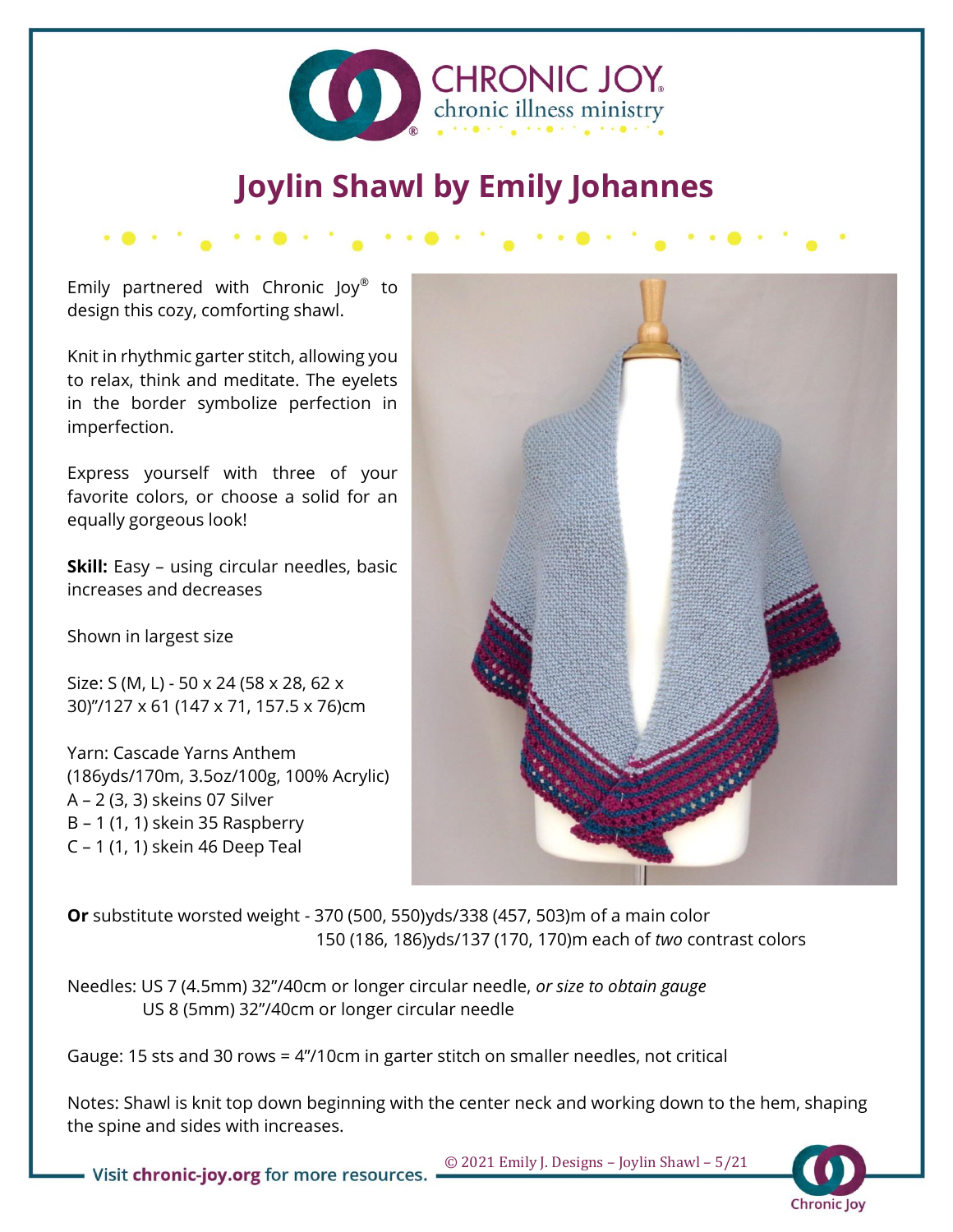# Joylin Shawl by Emily Johannes

Emily partnered with Chronic Joy® to design this cozy, comforting shawl.

Knit in rhythmic garter stitch, allowing you to relax, think and meditate. The eyelets in the border symbolize perfection in imperfection.

Express yourself with three of your favorite colors, or choose a solid for an equally gorgeous look!

**Skill:** Easy – using circular needles, basic increases and decreases

Shown in largest size

Size: S (M, L) - 50 x 24 (58 x 28, 62 x 30)"/127 x 61 (147 x 71, 157.5 x 76)cm

Yarn: Cascade Yarns Anthem (186yds/170m, 3.5oz/100g, 100% Acrylic)
A – 2 (3, 3) skeins 07 Silver
B – 1 (1, 1) skein 35 Raspberry
C – 1 (1, 1) skein 46 Deep Teal

**Or** substitute worsted weight - 370 (500, 550)yds/338 (457, 503)m of a main color
150 (186, 186)yds/137 (170, 170)m each of *two* contrast colors

Needles: US 7 (4.5mm) 32"/40cm or longer circular needle, *or size to obtain gauge*
US 8 (5mm) 32"/40cm or longer circular needle

Gauge: 15 sts and 30 rows = 4"/10cm in garter stitch on smaller needles, not critical

Notes: Shawl is knit top down beginning with the center neck and working down to the hem, shaping the spine and sides with increases.

© 2021 Emily J. Designs – Joylin Shawl – 5/21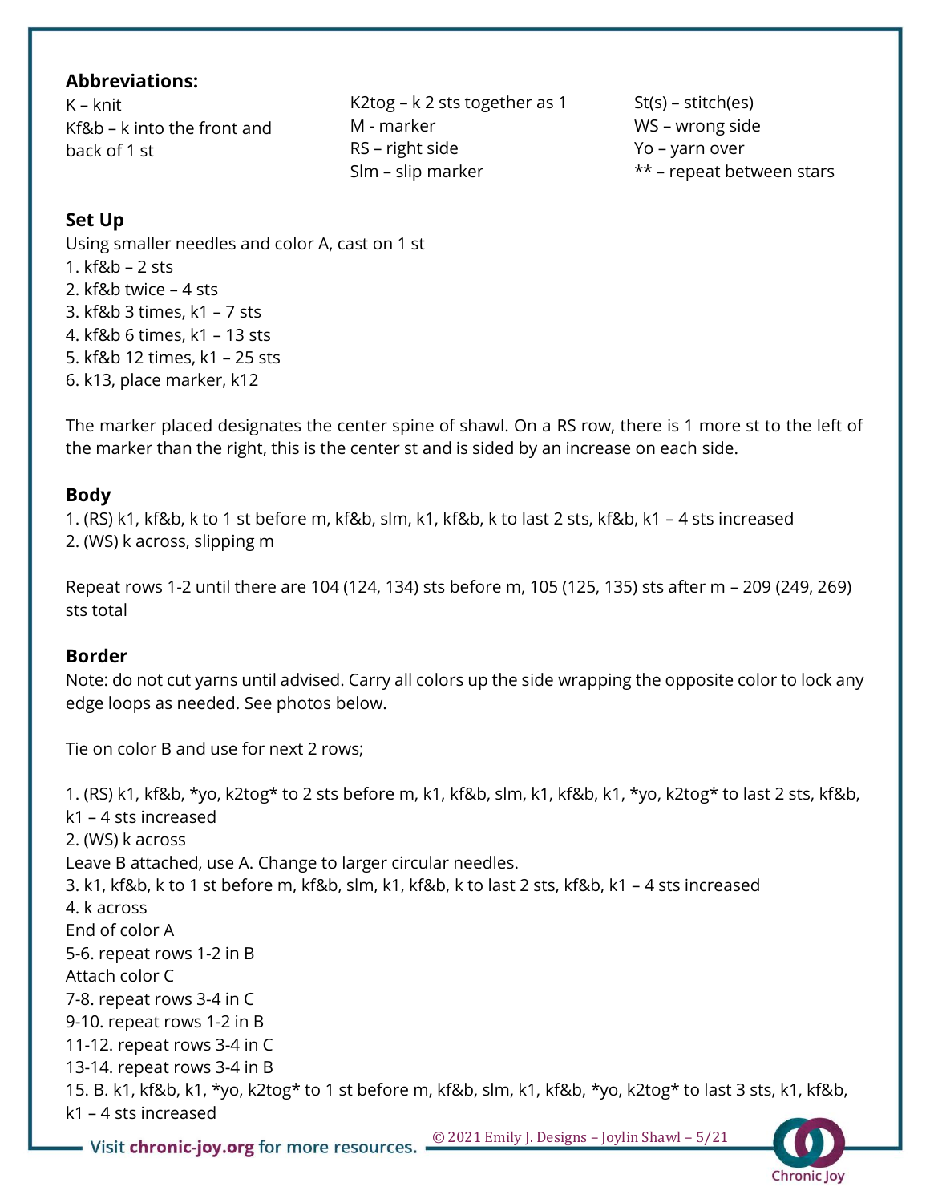### Abbreviations:

K – knit
Kf&b – k into the front and back of 1 st
K2tog – k 2 sts together as 1
M - marker
RS – right side
Slm – slip marker
St(s) – stitch(es)
WS – wrong side
Yo – yarn over
** – repeat between stars

### Set Up

Using smaller needles and color A, cast on 1 st

1. kf&b – 2 sts
2. kf&b twice – 4 sts
3. kf&b 3 times, k1 – 7 sts
4. kf&b 6 times, k1 – 13 sts
5. kf&b 12 times, k1 – 25 sts
6. k13, place marker, k12

The marker placed designates the center spine of shawl. On a RS row, there is 1 more st to the left of the marker than the right, this is the center st and is sided by an increase on each side.

### Body

1. (RS) k1, kf&b, k to 1 st before m, kf&b, slm, k1, kf&b, k to last 2 sts, kf&b, k1 – 4 sts increased
2. (WS) k across, slipping m

Repeat rows 1-2 until there are 104 (124, 134) sts before m, 105 (125, 135) sts after m – 209 (249, 269) sts total

### Border

Note: do not cut yarns until advised. Carry all colors up the side wrapping the opposite color to lock any edge loops as needed. See photos below.

Tie on color B and use for next 2 rows;

1. (RS) k1, kf&b, *yo, k2tog* to 2 sts before m, k1, kf&b, slm, k1, kf&b, k1, *yo, k2tog* to last 2 sts, kf&b, k1 – 4 sts increased
2. (WS) k across

Leave B attached, use A. Change to larger circular needles.

3. k1, kf&b, k to 1 st before m, kf&b, slm, k1, kf&b, k to last 2 sts, kf&b, k1 – 4 sts increased
4. k across

End of color A

5-6. repeat rows 1-2 in B

Attach color C

7-8. repeat rows 3-4 in C

9-10. repeat rows 1-2 in B

11-12. repeat rows 3-4 in C

13-14. repeat rows 3-4 in B

15. B. k1, kf&b, k1, *yo, k2tog* to 1 st before m, kf&b, slm, k1, kf&b, *yo, k2tog* to last 3 sts, k1, kf&b, k1 – 4 sts increased

© 2021 Emily J. Designs – Joylin Shawl – 5/21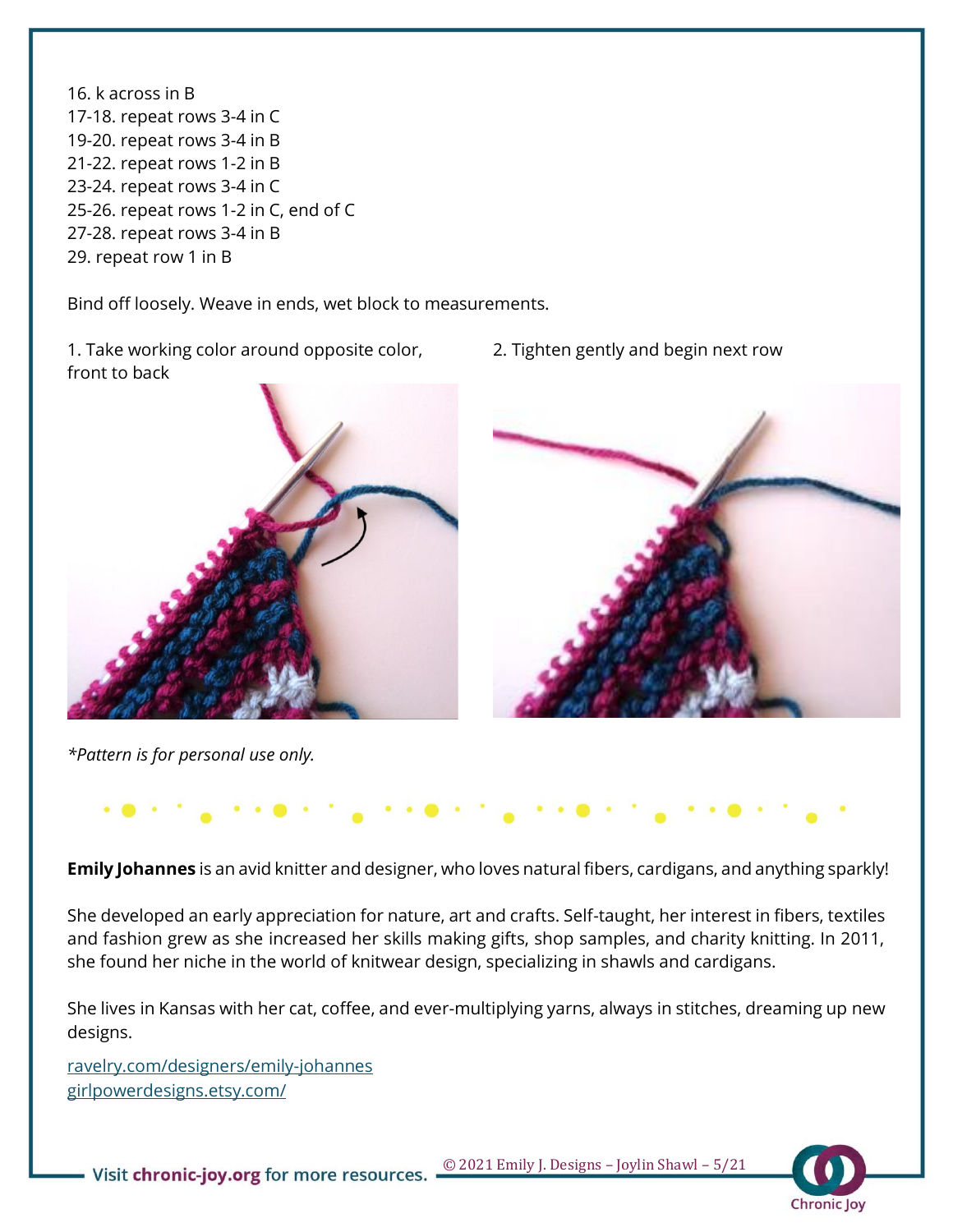16. k across in B
17-18. repeat rows 3-4 in C
19-20. repeat rows 3-4 in B
21-22. repeat rows 1-2 in B
23-24. repeat rows 3-4 in C
25-26. repeat rows 1-2 in C, end of C
27-28. repeat rows 3-4 in B
29. repeat row 1 in B

Bind off loosely. Weave in ends, wet block to measurements.

1. Take working color around opposite color, front to back

2. Tighten gently and begin next row

*Pattern is for personal use only.*

**Emily Johannes** is an avid knitter and designer, who loves natural fibers, cardigans, and anything sparkly!

She developed an early appreciation for nature, art and crafts. Self-taught, her interest in fibers, textiles and fashion grew as she increased her skills making gifts, shop samples, and charity knitting. In 2011, she found her niche in the world of knitwear design, specializing in shawls and cardigans.

She lives in Kansas with her cat, coffee, and ever-multiplying yarns, always in stitches, dreaming up new designs.

ravelry.com/designers/emily-johannes
girlpowerdesigns.etsy.com/

Visit **chronic-joy.org** for more resources.

© 2021 Emily J. Designs – Joylin Shawl – 5/21